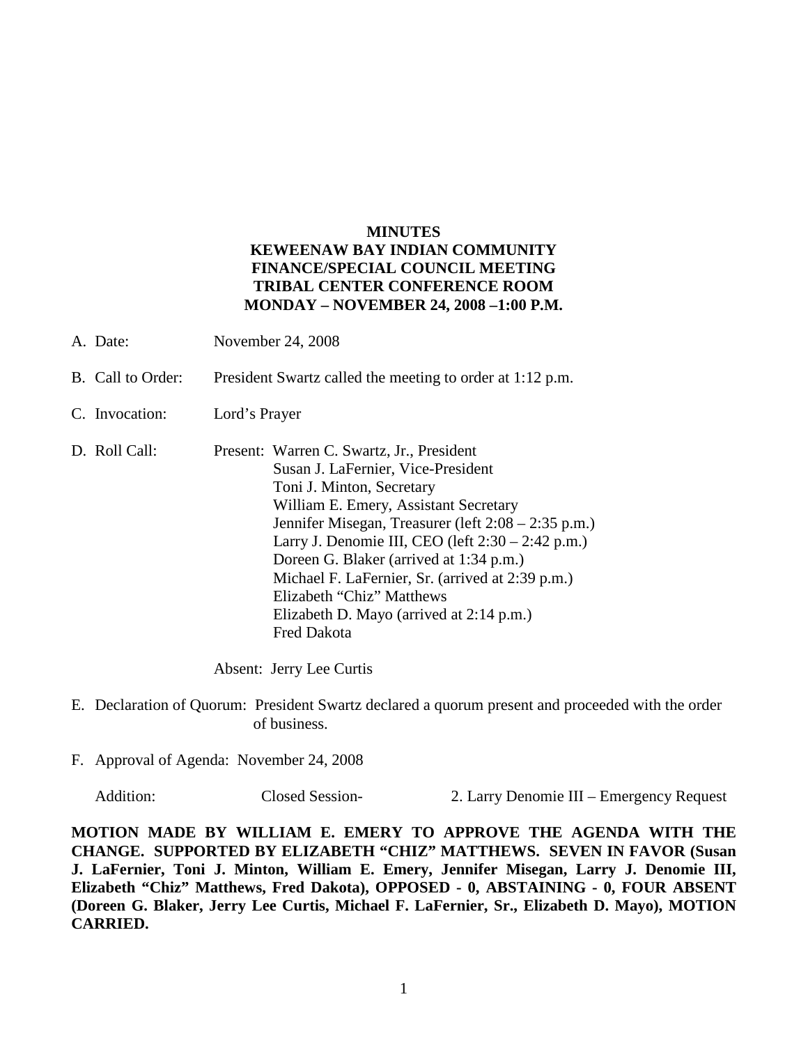**MINUTES**
**KEWEENAW BAY INDIAN COMMUNITY**
**FINANCE/SPECIAL COUNCIL MEETING**
**TRIBAL CENTER CONFERENCE ROOM**
**MONDAY – NOVEMBER 24, 2008 –1:00 P.M.**

A. Date: November 24, 2008

B. Call to Order: President Swartz called the meeting to order at 1:12 p.m.

C. Invocation: Lord's Prayer

D. Roll Call: Present: Warren C. Swartz, Jr., President
Susan J. LaFernier, Vice-President
Toni J. Minton, Secretary
William E. Emery, Assistant Secretary
Jennifer Misegan, Treasurer (left 2:08 – 2:35 p.m.)
Larry J. Denomie III, CEO (left 2:30 – 2:42 p.m.)
Doreen G. Blaker (arrived at 1:34 p.m.)
Michael F. LaFernier, Sr. (arrived at 2:39 p.m.)
Elizabeth "Chiz" Matthews
Elizabeth D. Mayo (arrived at 2:14 p.m.)
Fred Dakota

Absent: Jerry Lee Curtis

E. Declaration of Quorum: President Swartz declared a quorum present and proceeded with the order of business.

F. Approval of Agenda: November 24, 2008

Addition: Closed Session- 2. Larry Denomie III – Emergency Request

**MOTION MADE BY WILLIAM E. EMERY TO APPROVE THE AGENDA WITH THE CHANGE. SUPPORTED BY ELIZABETH "CHIZ" MATTHEWS. SEVEN IN FAVOR (Susan J. LaFernier, Toni J. Minton, William E. Emery, Jennifer Misegan, Larry J. Denomie III, Elizabeth "Chiz" Matthews, Fred Dakota), OPPOSED - 0, ABSTAINING - 0, FOUR ABSENT (Doreen G. Blaker, Jerry Lee Curtis, Michael F. LaFernier, Sr., Elizabeth D. Mayo), MOTION CARRIED.**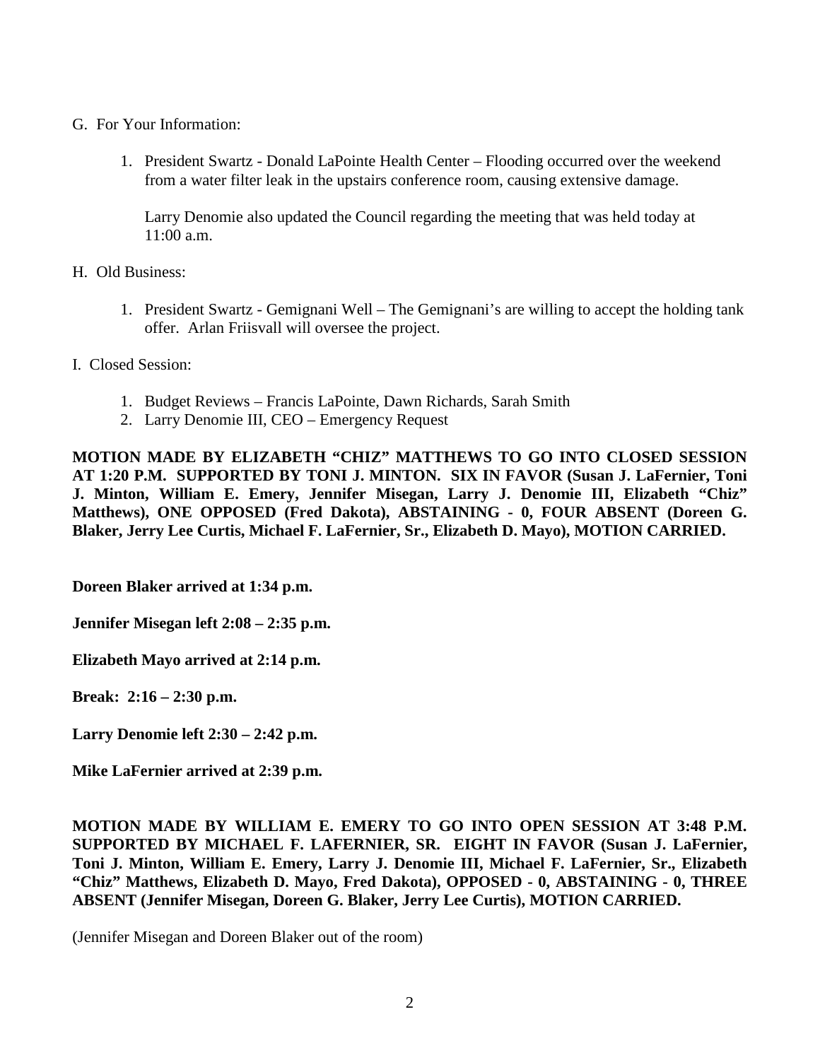G. For Your Information:

1. President Swartz - Donald LaPointe Health Center – Flooding occurred over the weekend from a water filter leak in the upstairs conference room, causing extensive damage.

   Larry Denomie also updated the Council regarding the meeting that was held today at 11:00 a.m.

H. Old Business:

1. President Swartz - Gemignani Well – The Gemignani's are willing to accept the holding tank offer. Arlan Friisvall will oversee the project.

I. Closed Session:

1. Budget Reviews – Francis LaPointe, Dawn Richards, Sarah Smith
2. Larry Denomie III, CEO – Emergency Request

**MOTION MADE BY ELIZABETH "CHIZ" MATTHEWS TO GO INTO CLOSED SESSION AT 1:20 P.M. SUPPORTED BY TONI J. MINTON. SIX IN FAVOR (Susan J. LaFernier, Toni J. Minton, William E. Emery, Jennifer Misegan, Larry J. Denomie III, Elizabeth "Chiz" Matthews), ONE OPPOSED (Fred Dakota), ABSTAINING - 0, FOUR ABSENT (Doreen G. Blaker, Jerry Lee Curtis, Michael F. LaFernier, Sr., Elizabeth D. Mayo), MOTION CARRIED.**

**Doreen Blaker arrived at 1:34 p.m.**

**Jennifer Misegan left 2:08 – 2:35 p.m.**

**Elizabeth Mayo arrived at 2:14 p.m.**

**Break: 2:16 – 2:30 p.m.**

**Larry Denomie left 2:30 – 2:42 p.m.**

**Mike LaFernier arrived at 2:39 p.m.**

**MOTION MADE BY WILLIAM E. EMERY TO GO INTO OPEN SESSION AT 3:48 P.M. SUPPORTED BY MICHAEL F. LAFERNIER, SR. EIGHT IN FAVOR (Susan J. LaFernier, Toni J. Minton, William E. Emery, Larry J. Denomie III, Michael F. LaFernier, Sr., Elizabeth "Chiz" Matthews, Elizabeth D. Mayo, Fred Dakota), OPPOSED - 0, ABSTAINING - 0, THREE ABSENT (Jennifer Misegan, Doreen G. Blaker, Jerry Lee Curtis), MOTION CARRIED.**

(Jennifer Misegan and Doreen Blaker out of the room)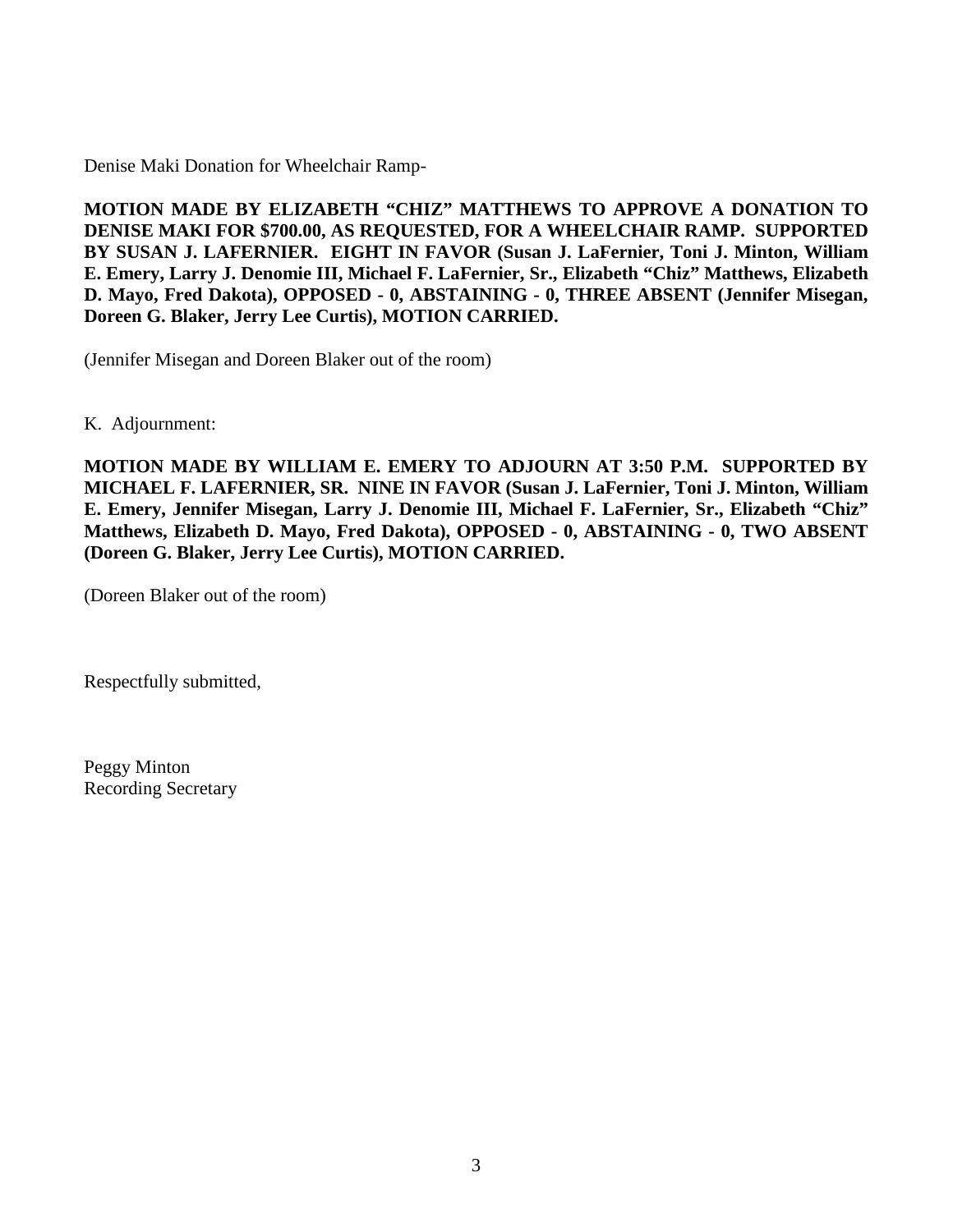Denise Maki Donation for Wheelchair Ramp-

**MOTION MADE BY ELIZABETH "CHIZ" MATTHEWS TO APPROVE A DONATION TO DENISE MAKI FOR $700.00, AS REQUESTED, FOR A WHEELCHAIR RAMP. SUPPORTED BY SUSAN J. LAFERNIER. EIGHT IN FAVOR (Susan J. LaFernier, Toni J. Minton, William E. Emery, Larry J. Denomie III, Michael F. LaFernier, Sr., Elizabeth "Chiz" Matthews, Elizabeth D. Mayo, Fred Dakota), OPPOSED - 0, ABSTAINING - 0, THREE ABSENT (Jennifer Misegan, Doreen G. Blaker, Jerry Lee Curtis), MOTION CARRIED.**

(Jennifer Misegan and Doreen Blaker out of the room)

K. Adjournment:

**MOTION MADE BY WILLIAM E. EMERY TO ADJOURN AT 3:50 P.M. SUPPORTED BY MICHAEL F. LAFERNIER, SR. NINE IN FAVOR (Susan J. LaFernier, Toni J. Minton, William E. Emery, Jennifer Misegan, Larry J. Denomie III, Michael F. LaFernier, Sr., Elizabeth "Chiz" Matthews, Elizabeth D. Mayo, Fred Dakota), OPPOSED - 0, ABSTAINING - 0, TWO ABSENT (Doreen G. Blaker, Jerry Lee Curtis), MOTION CARRIED.**

(Doreen Blaker out of the room)

Respectfully submitted,

Peggy Minton
Recording Secretary